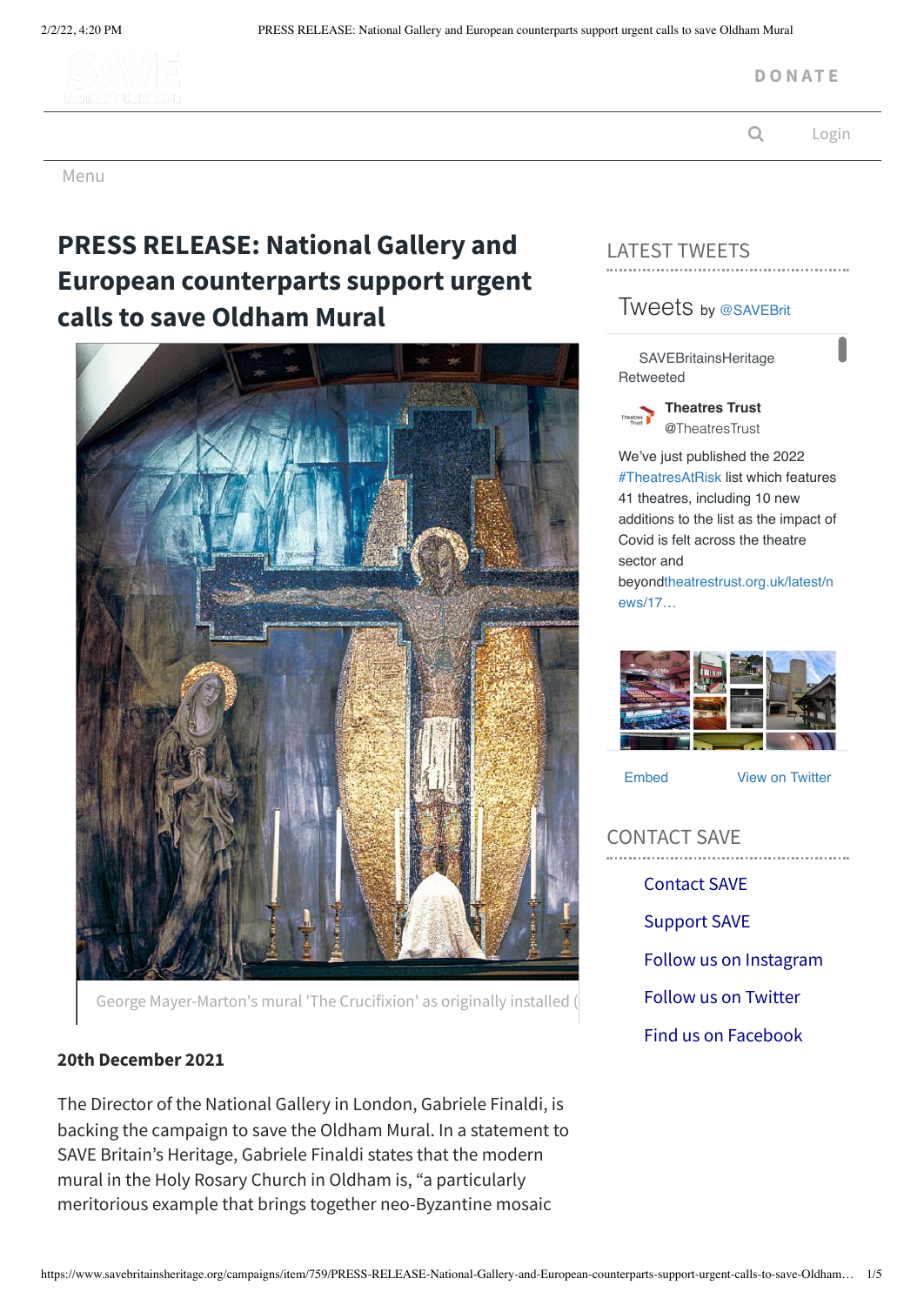DONATE

Login

Menu

# PRESS RELEASE: National Gallery and European counterparts support urgent calls to save Oldham Mural

George Mayer-Marton's mural 'The Crucifixion' as originally installed (

## LATEST TWEETS

Tweets by @SAVEBrit

SAVEBritainsHeritage Retweeted

**Theatres Trust** @TheatresTrust

We've just published the 2022 #TheatresAtRisk list which features 41 theatres, including 10 new additions to the list as the impact of Covid is felt across the theatre sector and beyondtheatrestrust.org.uk/latest/news/17…

Embed View on Twitter

## CONTACT SAVE

- Contact SAVE
- Support SAVE
- Follow us on Instagram
- Follow us on Twitter
- Find us on Facebook

**20th December 2021**

The Director of the National Gallery in London, Gabriele Finaldi, is backing the campaign to save the Oldham Mural. In a statement to SAVE Britain's Heritage, Gabriele Finaldi states that the modern mural in the Holy Rosary Church in Oldham is, "a particularly meritorious example that brings together neo-Byzantine mosaic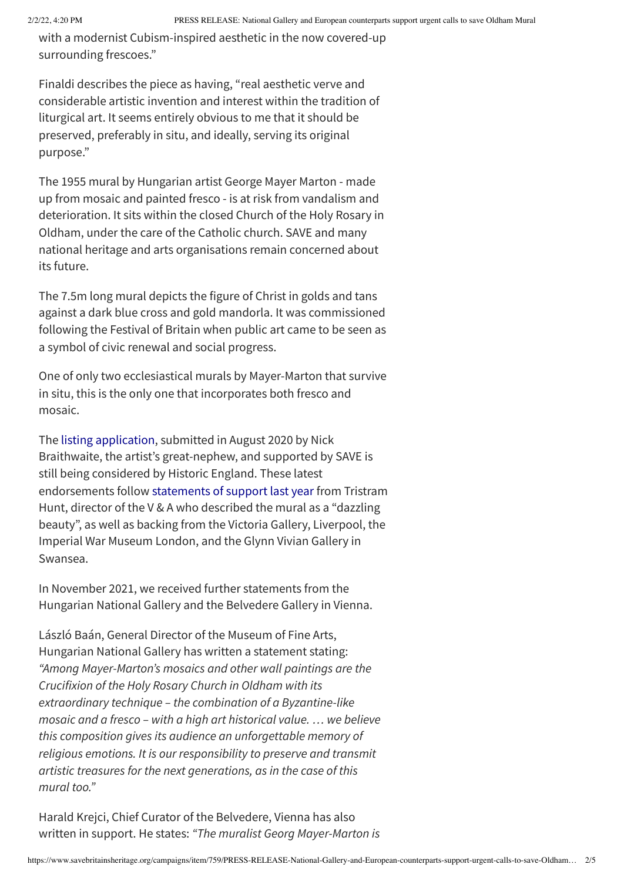with a modernist Cubism-inspired aesthetic in the now covered-up surrounding frescoes."

Finaldi describes the piece as having, "real aesthetic verve and considerable artistic invention and interest within the tradition of liturgical art. It seems entirely obvious to me that it should be preserved, preferably in situ, and ideally, serving its original purpose."

The 1955 mural by Hungarian artist George Mayer Marton - made up from mosaic and painted fresco - is at risk from vandalism and deterioration. It sits within the closed Church of the Holy Rosary in Oldham, under the care of the Catholic church. SAVE and many national heritage and arts organisations remain concerned about its future.

The 7.5m long mural depicts the figure of Christ in golds and tans against a dark blue cross and gold mandorla. It was commissioned following the Festival of Britain when public art came to be seen as a symbol of civic renewal and social progress.

One of only two ecclesiastical murals by Mayer-Marton that survive in situ, this is the only one that incorporates both fresco and mosaic.

The listing application, submitted in August 2020 by Nick Braithwaite, the artist's great-nephew, and supported by SAVE is still being considered by Historic England. These latest endorsements follow statements of support last year from Tristram Hunt, director of the V & A who described the mural as a "dazzling beauty", as well as backing from the Victoria Gallery, Liverpool, the Imperial War Museum London, and the Glynn Vivian Gallery in Swansea.

In November 2021, we received further statements from the Hungarian National Gallery and the Belvedere Gallery in Vienna.

László Baán, General Director of the Museum of Fine Arts, Hungarian National Gallery has written a statement stating: *"Among Mayer-Marton's mosaics and other wall paintings are the Crucifixion of the Holy Rosary Church in Oldham with its extraordinary technique – the combination of a Byzantine-like mosaic and a fresco – with a high art historical value. … we believe this composition gives its audience an unforgettable memory of religious emotions. It is our responsibility to preserve and transmit artistic treasures for the next generations, as in the case of this mural too."*

Harald Krejci, Chief Curator of the Belvedere, Vienna has also written in support. He states: *"The muralist Georg Mayer-Marton is*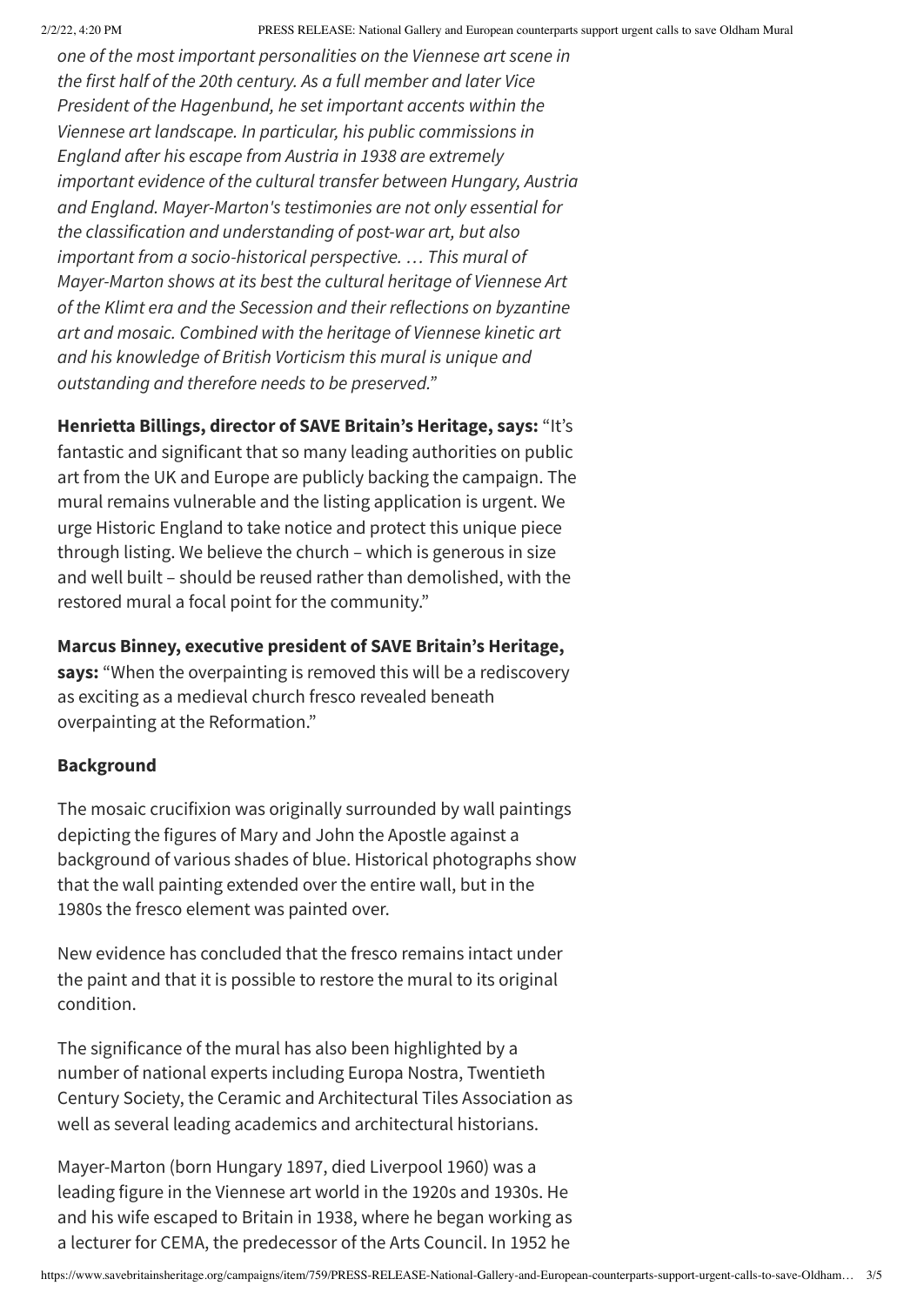*one of the most important personalities on the Viennese art scene in the first half of the 20th century. As a full member and later Vice President of the Hagenbund, he set important accents within the Viennese art landscape. In particular, his public commissions in England after his escape from Austria in 1938 are extremely important evidence of the cultural transfer between Hungary, Austria and England. Mayer-Marton's testimonies are not only essential for the classification and understanding of post-war art, but also important from a socio-historical perspective. … This mural of Mayer-Marton shows at its best the cultural heritage of Viennese Art of the Klimt era and the Secession and their reflections on byzantine art and mosaic. Combined with the heritage of Viennese kinetic art and his knowledge of British Vorticism this mural is unique and outstanding and therefore needs to be preserved."*

**Henrietta Billings, director of SAVE Britain's Heritage, says:** "It's fantastic and significant that so many leading authorities on public art from the UK and Europe are publicly backing the campaign. The mural remains vulnerable and the listing application is urgent. We urge Historic England to take notice and protect this unique piece through listing. We believe the church – which is generous in size and well built – should be reused rather than demolished, with the restored mural a focal point for the community."

**Marcus Binney, executive president of SAVE Britain's Heritage, says:** "When the overpainting is removed this will be a rediscovery as exciting as a medieval church fresco revealed beneath overpainting at the Reformation."

**Background**

The mosaic crucifixion was originally surrounded by wall paintings depicting the figures of Mary and John the Apostle against a background of various shades of blue. Historical photographs show that the wall painting extended over the entire wall, but in the 1980s the fresco element was painted over.

New evidence has concluded that the fresco remains intact under the paint and that it is possible to restore the mural to its original condition.

The significance of the mural has also been highlighted by a number of national experts including Europa Nostra, Twentieth Century Society, the Ceramic and Architectural Tiles Association as well as several leading academics and architectural historians.

Mayer-Marton (born Hungary 1897, died Liverpool 1960) was a leading figure in the Viennese art world in the 1920s and 1930s. He and his wife escaped to Britain in 1938, where he began working as a lecturer for CEMA, the predecessor of the Arts Council. In 1952 he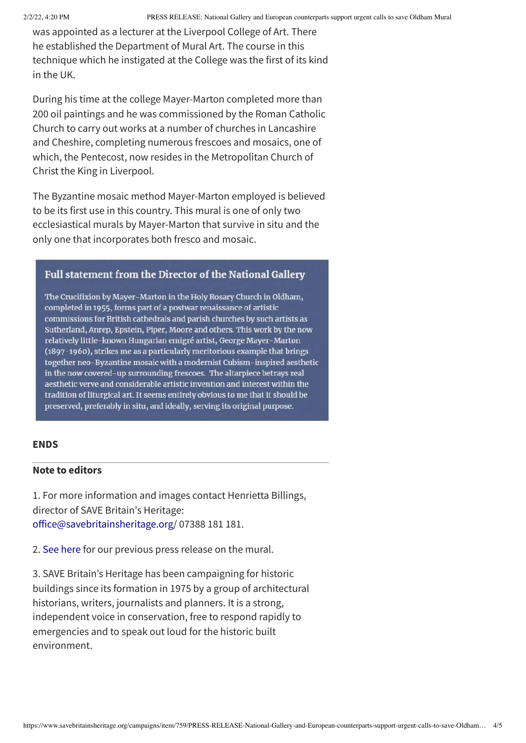was appointed as a lecturer at the Liverpool College of Art. There he established the Department of Mural Art. The course in this technique which he instigated at the College was the first of its kind in the UK.

During his time at the college Mayer-Marton completed more than 200 oil paintings and he was commissioned by the Roman Catholic Church to carry out works at a number of churches in Lancashire and Cheshire, completing numerous frescoes and mosaics, one of which, the Pentecost, now resides in the Metropolitan Church of Christ the King in Liverpool.

The Byzantine mosaic method Mayer-Marton employed is believed to be its first use in this country. This mural is one of only two ecclesiastical murals by Mayer-Marton that survive in situ and the only one that incorporates both fresco and mosaic.

### Full statement from the Director of the National Gallery

The Crucifixion by Mayer-Marton in the Holy Rosary Church in Oldham, completed in 1955, forms part of a postwar renaissance of artistic commissions for British cathedrals and parish churches by such artists as Sutherland, Anrep, Epstein, Piper, Moore and others. This work by the now relatively little-known Hungarian emigré artist, George Mayer-Marton (1897-1960), strikes me as a particularly meritorious example that brings together neo-Byzantine mosaic with a modernist Cubism-inspired aesthetic in the now covered-up surrounding frescoes. The altarpiece betrays real aesthetic verve and considerable artistic invention and interest within the tradition of liturgical art. It seems entirely obvious to me that it should be preserved, preferably in situ, and ideally, serving its original purpose.

**ENDS**

---

**Note to editors**

1. For more information and images contact Henrietta Billings, director of SAVE Britain's Heritage: office@savebritainsheritage.org/ 07388 181 181.

2. See here for our previous press release on the mural.

3. SAVE Britain's Heritage has been campaigning for historic buildings since its formation in 1975 by a group of architectural historians, writers, journalists and planners. It is a strong, independent voice in conservation, free to respond rapidly to emergencies and to speak out loud for the historic built environment.